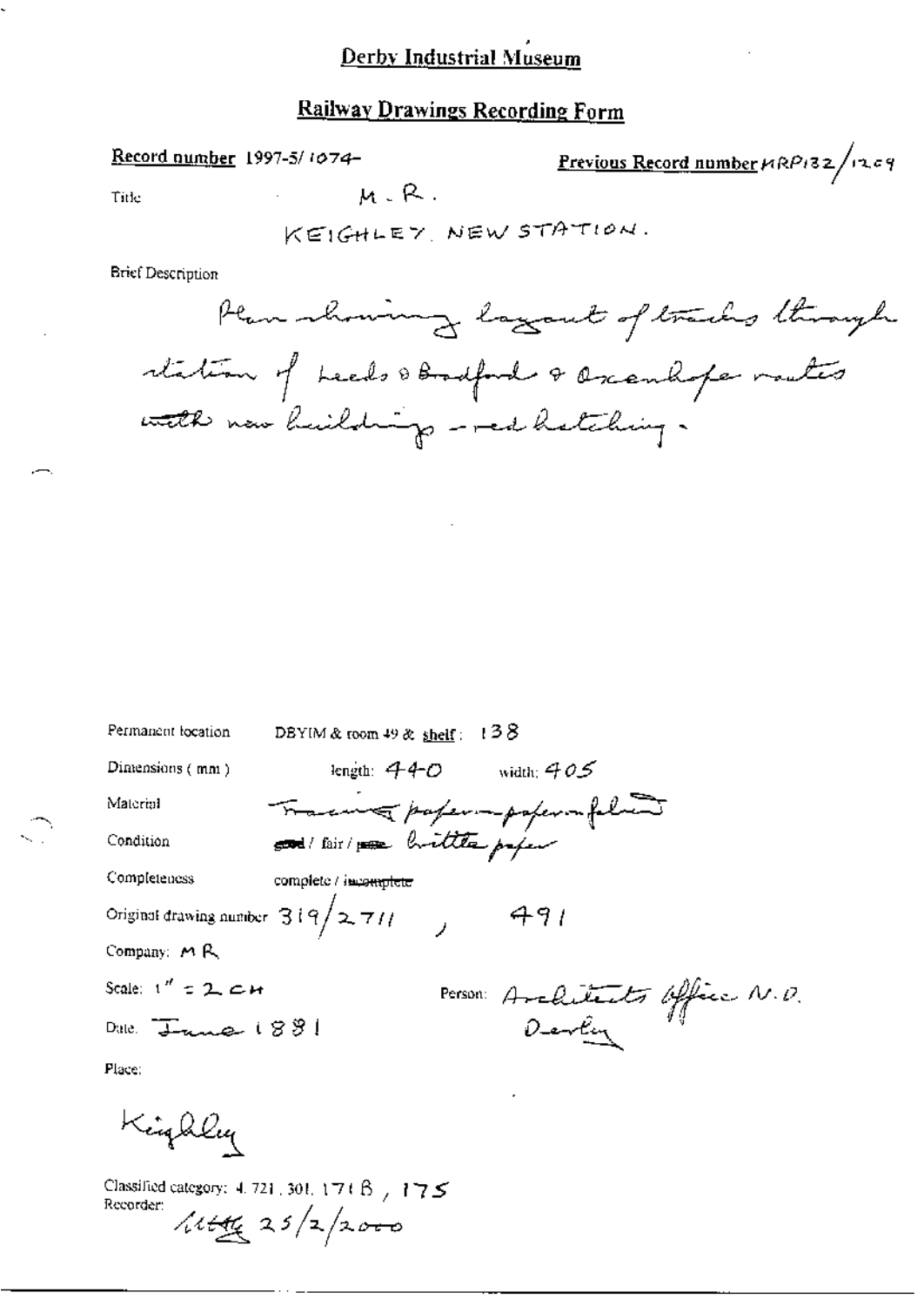# Derby Industrial Museum

## Railway Drawings Recording Form

**Record number** 1997-5/1074

**Previous Record number** MRP132/1269

Title M.R.

KEIGHLEY NEW STATION.

Brief Description

Plan showing layout of tracks through station of Leeds & Bradford & Oxenhope routes with new buildings - red hatching.

Permanent location DBYIM & room 49 & shelf: 138

Dimensions (mm) length: 440 width: 405

Material Tracing paper - paper on fabric

Condition ~~good~~ / fair / ~~poor~~ brittle paper

Completeness complete / ~~incomplete~~

Original drawing number 319/2711, 491

Company: M R

Scale: 1" = 2 CH

Person: Architects Office M.D. Derby

Date: June 1881

Place:

Keighley

Classified category: 4.721, 301, 171B, 175

Recorder: [initials] 25/2/2000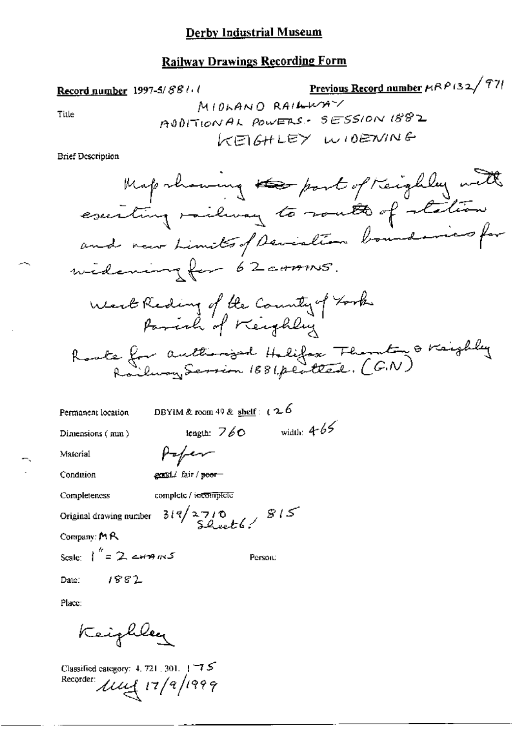# Derby Industrial Museum

## Railway Drawings Recording Form

**Record number** 1997-5/881.1

**Previous Record number** MRP132/971

Title: MIDLAND RAILWAY ADDITIONAL POWERS - SESSION 1882 KEIGHLEY WIDENING

Brief Description

Map showing ~~the~~ part of Keighley with existing railway to south of station and new Limits of Deviation boundaries for widening for 62 CHAINS.

West Riding of the County of York
Parish of Keighley

Route for authorized Halifax Thornton & Keighley Railway Session 1881 plotted. (G.N)

Permanent location: DBYIM & room 49 & shelf: 126

Dimensions (mm): length: 760 width: 465

Material: Paper

Condition: ~~good~~ / fair / ~~poor~~

Completeness: complete / ~~incomplete~~

Original drawing number: 319/2710 Sheet 6 / 815

Company: MR

Scale: 1" = 2 CHAINS

Person:

Date: 1882

Place:

Keighley

Classified category: 4. 721. 301. 175

Recorder: MAG 17/9/1999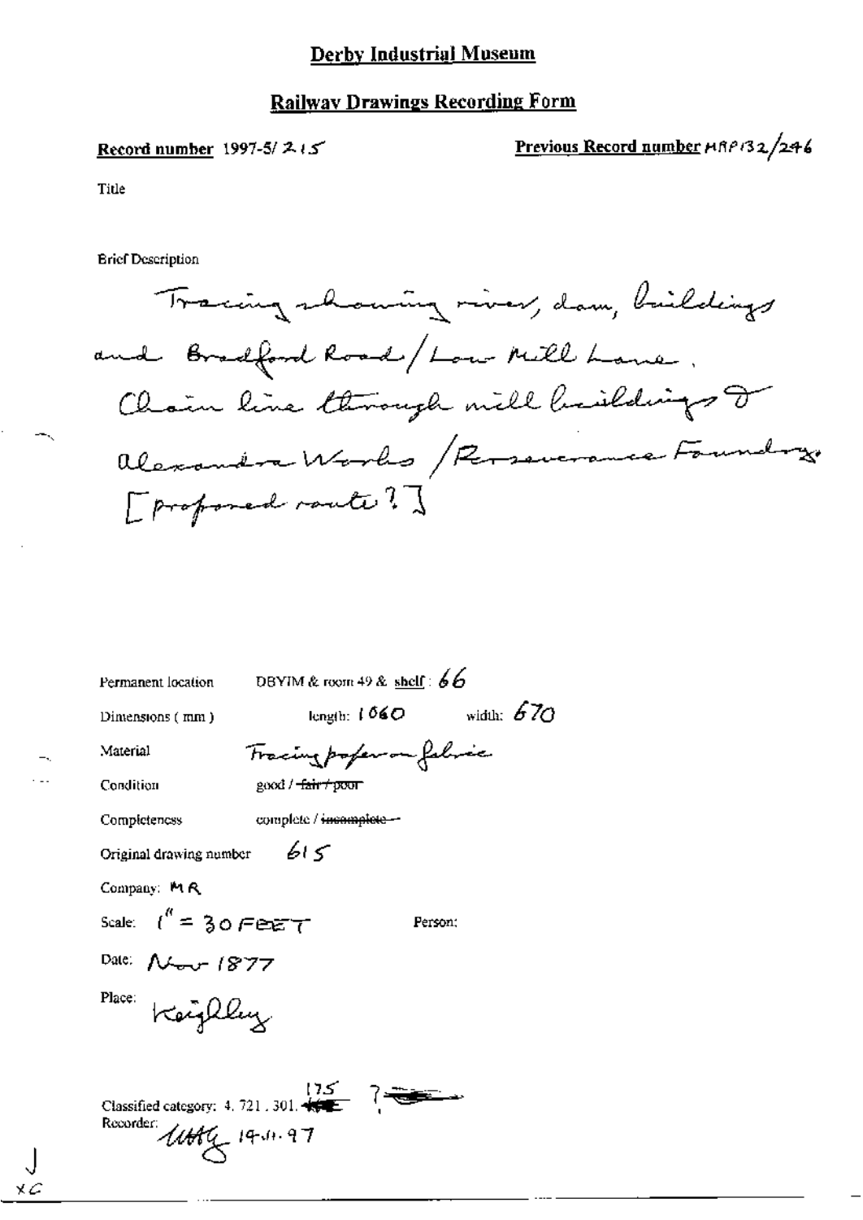# Derby Industrial Museum

## Railway Drawings Recording Form

**Record number** 1997-5/215

**Previous Record number** MRP132/246

Title

Brief Description

Tracing showing river, dam, buildings and Bradford Road / Low Mill Lane. Chain line through mill buildings & Alexandra Works / Perseverance Foundry. [proposed route?]

Permanent location: DBYIM & room 49 & shelf: 66

Dimensions (mm): length: 1060 width: 670

Material: Tracing paper on fabric

Condition: good / ~~fair / poor~~

Completeness: complete / ~~incomplete~~

Original drawing number: 615

Company: MR

Scale: 1" = 30 FEET

Person:

Date: Nov 1877

Place: Keighley

Classified category: 4. 721. 301. 175 ?

Recorder: MAG 19.11.97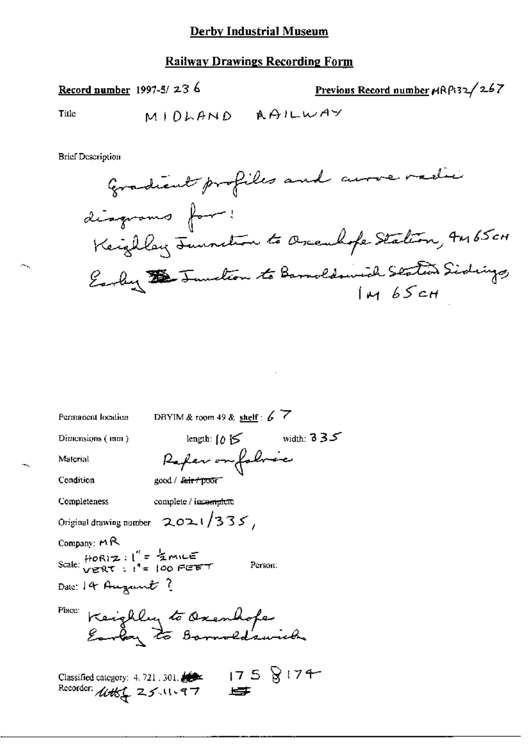# Derby Industrial Museum

## Railway Drawings Recording Form

**Record number** 1997-5/ 236

**Previous Record number** MRP132/267

Title MIDLAND RAILWAY

Brief Description

Gradient profiles and curve radii diagrams for:
Keighley Junction to Oxenhope Station, 4M 65CH
Earby ~~Ba~~ Junction to Barnoldswick Station Sidings, 1M 65CH

Permanent location DBYIM & room 49 & **shelf**: 67

Dimensions (mm) length: 1015 width: 335

Material Paper on fabric

Condition good / ~~fair / poor~~

Completeness complete / ~~incomplete~~

Original drawing number 2021/335,

Company: MR

Scale: HORIZ: 1" = ½ MILE
VERT: 1" = 100 FEET

Person:

Date: 14 August ?

Place: Keighley to Oxenhope
Earby to Barnoldswick

Classified category: 4. 721. 301. 175 8174

Recorder: [initials] 25.11.97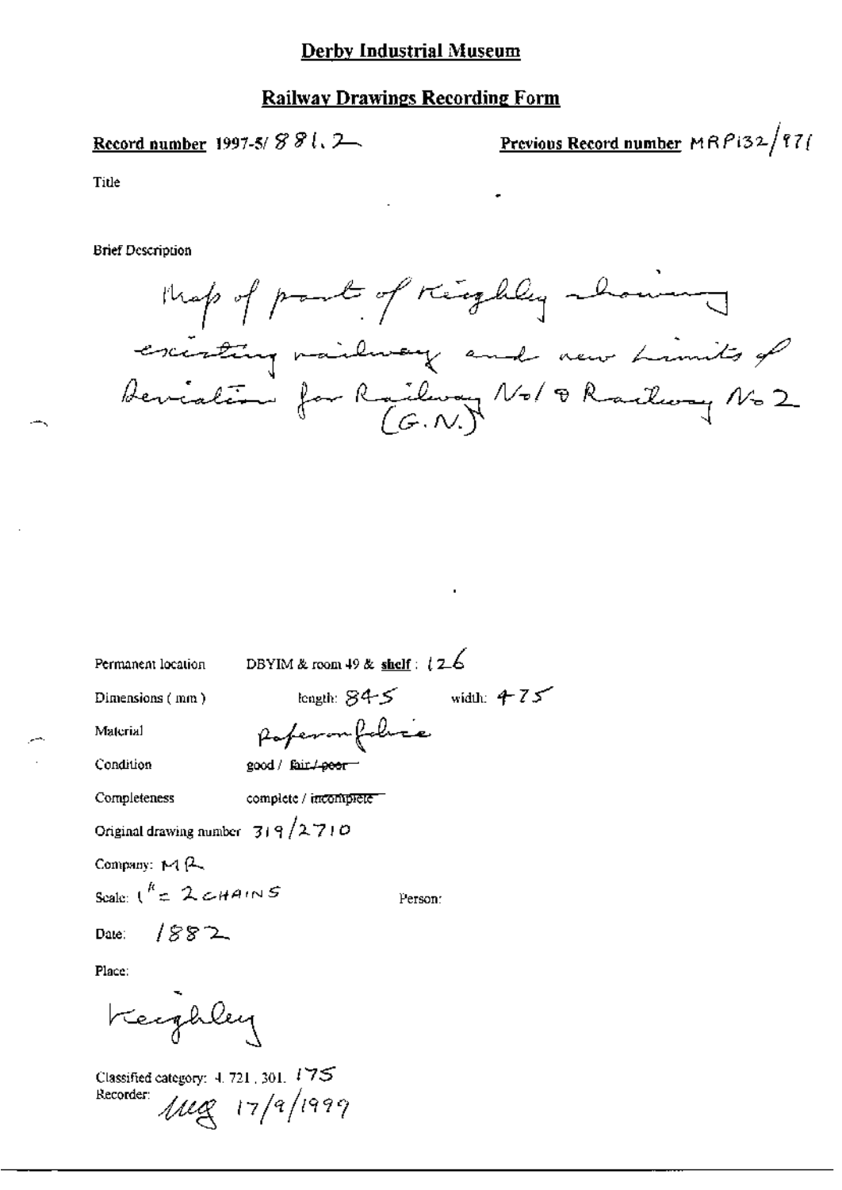# Derby Industrial Museum

## Railway Drawings Recording Form

**Record number** 1997-5/ 881.2  **Previous Record number** MRP132/971

Title

Brief Description

Map of part of Keighley showing existing railway and new Limits of Deviation for Railway No 1 & Railway No 2 (G.N.)

Permanent location  DBYIM & room 49 & **shelf** : 126

Dimensions (mm)  length: 845  width: 475

Material  Paper on fabric

Condition  good / ~~fair / poor~~

Completeness  complete / ~~incomplete~~

Original drawing number 319/2710

Company: MR

Scale: 1" = 2 CHAINS  Person:

Date: 1882

Place:

Keighley

Classified category: 4. 721. 301. 175

Recorder: Meg 17/9/1999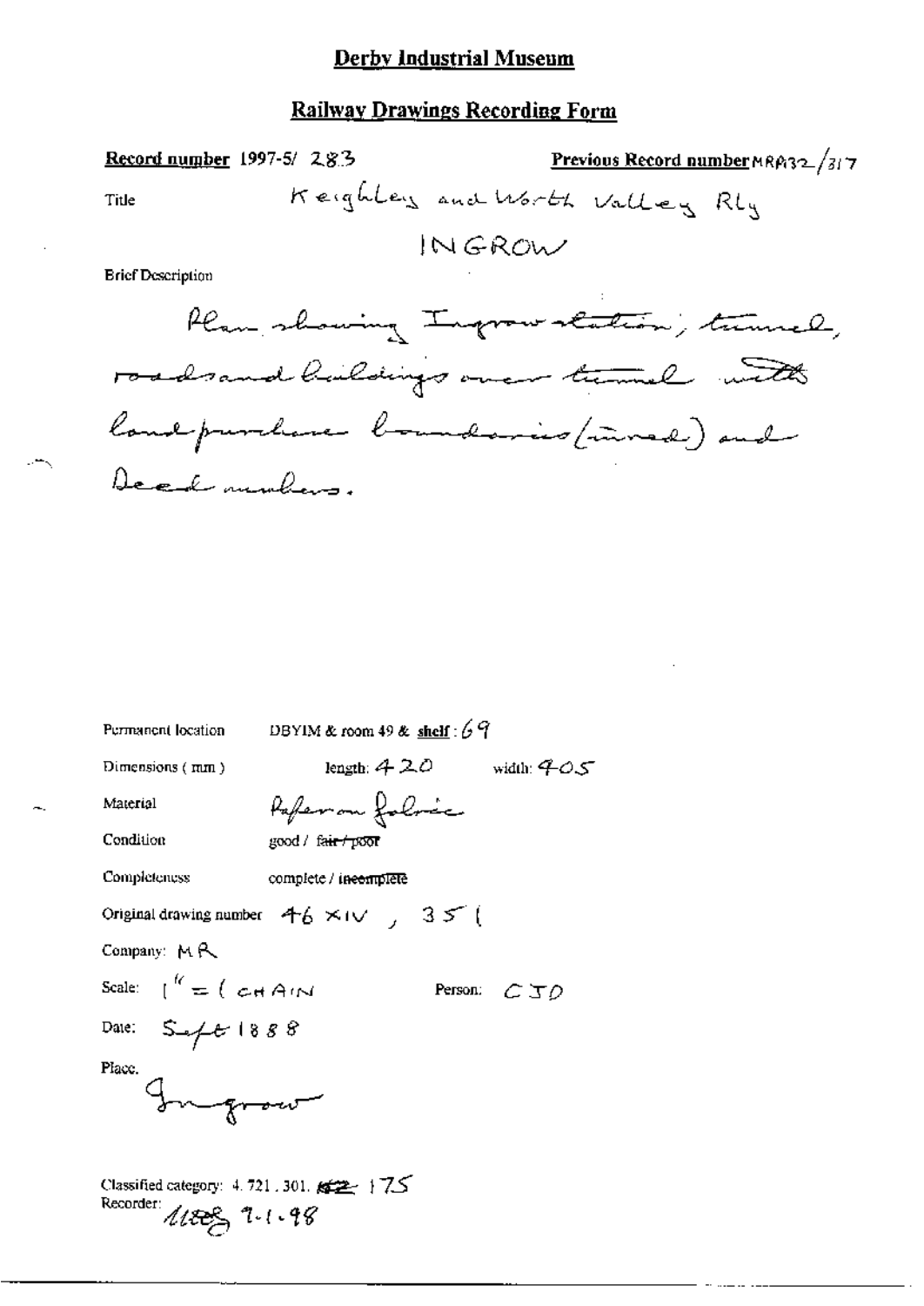## Derby Industrial Museum

## Railway Drawings Recording Form

**Record number** 1997-5/ 283

**Previous Record number** MRA32/317

Title: Keighley and Worth Valley Rly

INGROW

Brief Description

Plan showing Ingrow station, tunnel, roads and buildings over tunnel with land purchase boundaries (tinted) and Deed numbers.

Permanent location: DBYIM & room 49 & **shelf**: 69

Dimensions (mm): length: 420 width: 405

Material: Paper on fabric

Condition: good / ~~fair / poor~~

Completeness: complete / ~~incomplete~~

Original drawing number: 46 XIV, 351

Company: MR

Scale: 1" = 1 CHAIN

Person: CJD

Date: Sept 1888

Place: Ingrow

Classified category: 4. 721. 301. ~~122~~ 175

Recorder: MRB 7-1-98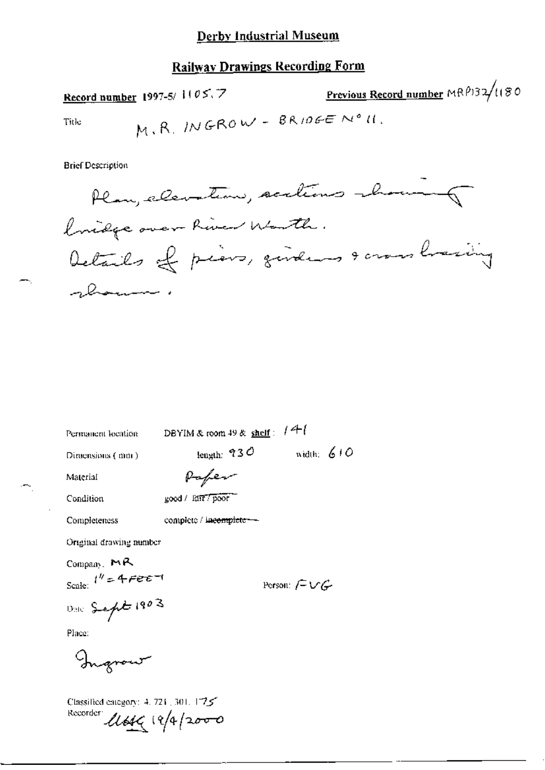# Derby Industrial Museum

## Railway Drawings Recording Form

**Record number** 1997-5/ 1105.7

**Previous Record number** MRP132/1180

Title M.R. INGROW - BRIDGE No 11.

Brief Description

Plan, elevation, sections showing bridge over River Worth.
Details of piers, girders & cross bracing shown.

Permanent location DBYIM & room 49 & **shelf**: 141

Dimensions (mm) length: 930 width: 610

Material Paper

Condition good / ~~fair / poor~~

Completeness complete / ~~incomplete~~

Original drawing number

Company: MR

Scale: 1" = 4 FEET

Person: FVG

Date Sept 1903

Place:

Ingrow

Classified category: 4. 721. 301. 175

Recorder: UBH 19/4/2000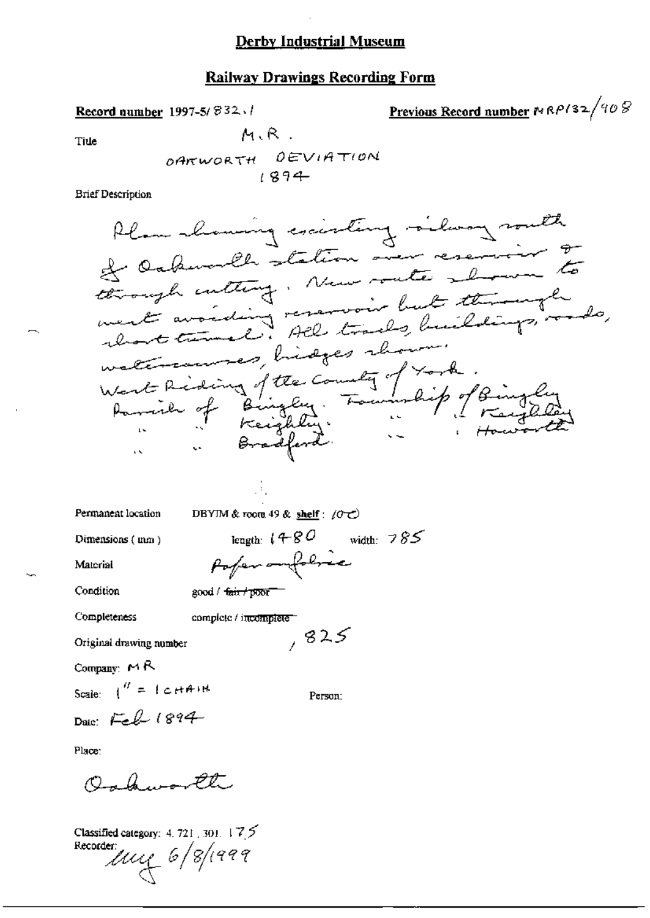# Derby Industrial Museum

## Railway Drawings Recording Form

**Record number** 1997-5/832.1 **Previous Record number** MRP132/408

Title

M.R.
OAKWORTH DEVIATION
1894

Brief Description

Plan showing existing railway south of Oakworth station over reservoir & through cutting. New route shown to west avoiding reservoir but through short tunnel. All tracks, buildings, roads, watercourses, bridges shown.
West Riding of the County of York.
Parish of Bingley. Township of Bingley
" " Keighley. " " Keighley
" " Bradford. " " Haworth

Permanent location DBYIM & room 49 & shelf: 100

Dimensions (mm) length: 1480 width: 785

Material Paper on fabric

Condition good / ~~fair / poor~~

Completeness complete / ~~incomplete~~

Original drawing number , 825

Company: MR

Scale: 1" = 1 CHAIN Person:

Date: Feb 1894

Place:

Oakworth

Classified category: 4. 721 . 301. 175
Recorder: mg 6/8/1999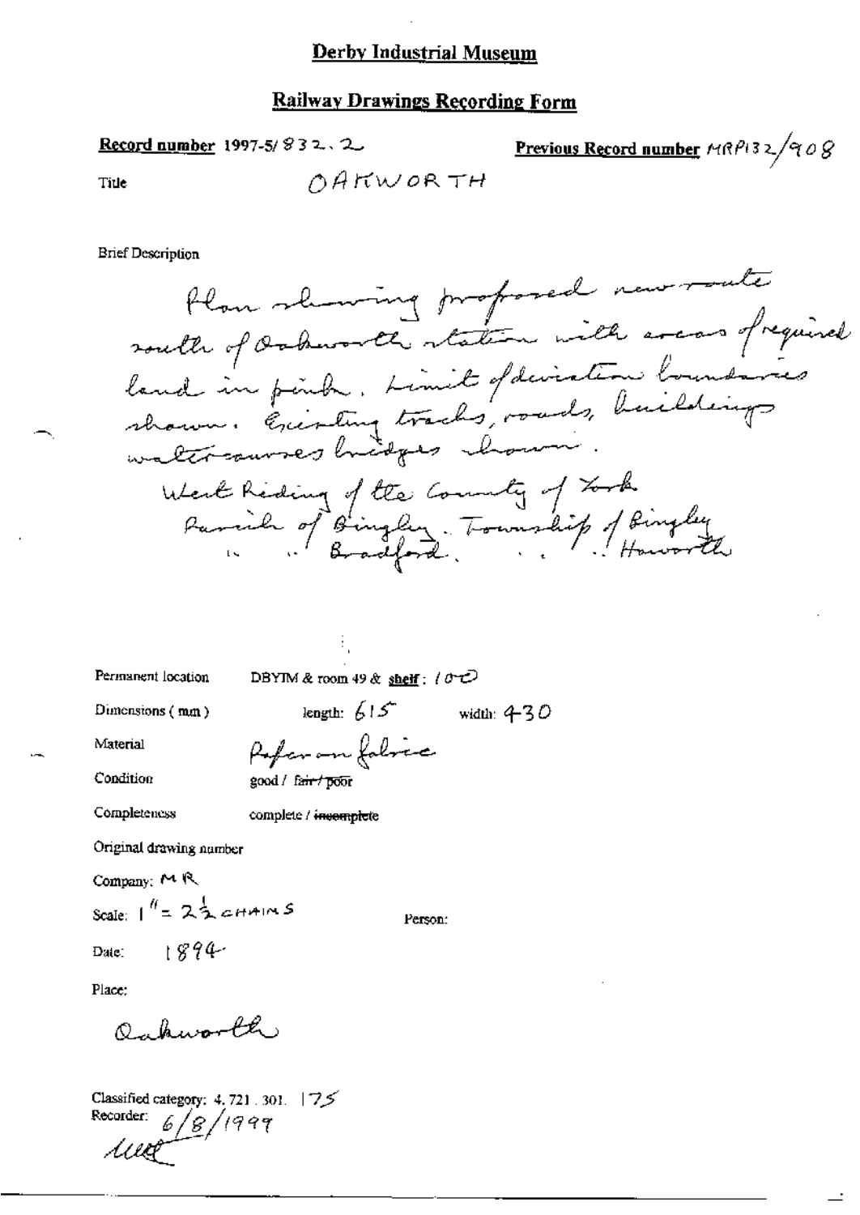**Derby Industrial Museum**

**Railway Drawings Recording Form**

**Record number** 1997-5/832.2

**Previous Record number** MRP132/908

Title OAKWORTH

Brief Description

Plan showing proposed new route south of Oakworth station with areas of required land in pink. Limit of deviation boundaries shown. Existing tracks, roads, buildings watercourses bridges shown.
West Riding of the County of York
Parish of Bingley. Township of Bingley
" " Bradford. " " Haworth

Permanent location DBYIM & room 49 & shelf: 10C

Dimensions (mm) length: 615 width: 430

Material Paper on fabric

Condition good / ~~fair / poor~~

Completeness complete / ~~incomplete~~

Original drawing number

Company: MR

Scale: 1" = 2½ CHAINS

Person:

Date: 1894

Place:

Oakworth

Classified category: 4.721.301. 175
Recorder: 6/8/1999